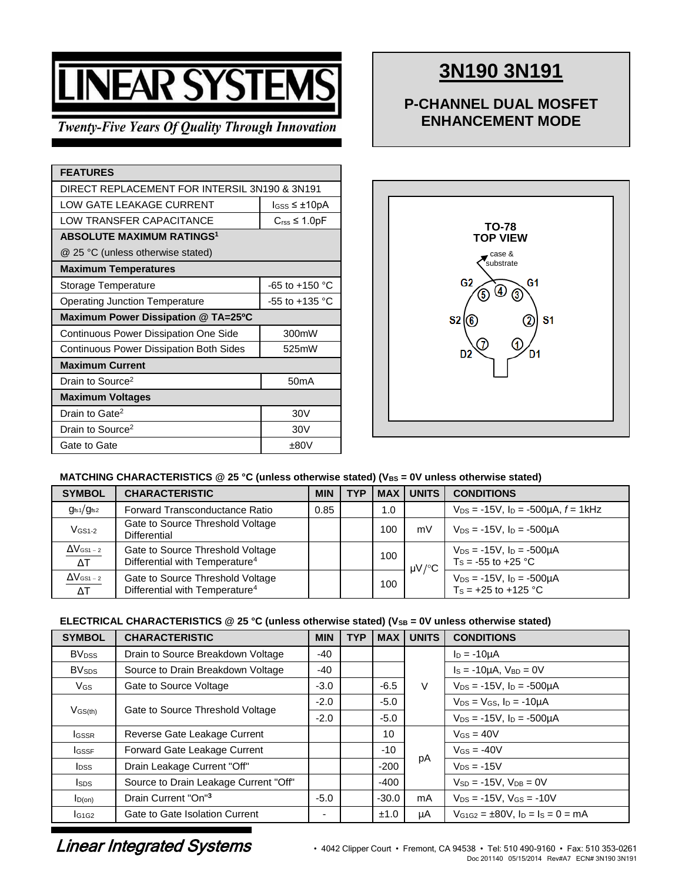# LINEAR SYSTEMS

*Twenty-Five Years Of Quality Through Innovation*

# 3N190 3N191

## P-CHANNEL DUAL MOSFET ENHANCEMENT MODE

| FEATURES | |
|---|---|
| DIRECT REPLACEMENT FOR INTERSIL 3N190 & 3N191 | |
| LOW GATE LEAKAGE CURRENT | $I_{GSS} \le \pm 10pA$ |
| LOW TRANSFER CAPACITANCE | $C_{rss} \le 1.0pF$ |
| **ABSOLUTE MAXIMUM RATINGS**[1] | |
| @ 25 °C (unless otherwise stated) | |
| **Maximum Temperatures** | |
| Storage Temperature | -65 to +150 °C |
| Operating Junction Temperature | -55 to +135 °C |
| **Maximum Power Dissipation @ TA=25ºC** | |
| Continuous Power Dissipation One Side | 300mW |
| Continuous Power Dissipation Both Sides | 525mW |
| **Maximum Current** | |
| Drain to Source[2] | 50mA |
| **Maximum Voltages** | |
| Drain to Gate[2] | 30V |
| Drain to Source[2] | 30V |
| Gate to Gate | ±80V |

TO-78 TOP VIEW

case & substrate

G2 ⑤ ④ ③ G1

S2 ⑥ ② S1

D2 ⑦ ① D1

**MATCHING CHARACTERISTICS @ 25 °C (unless otherwise stated) ($V_{BS}$ = 0V unless otherwise stated)**

| SYMBOL | CHARACTERISTIC | MIN | TYP | MAX | UNITS | CONDITIONS |
|---|---|---|---|---|---|---|
| $g_{fs1}/g_{fs2}$ | Forward Transconductance Ratio | 0.85 | | 1.0 | | $V_{DS}$ = -15V, $I_D$ = -500µA, $f$ = 1kHz |
| $V_{GS1-2}$ | Gate to Source Threshold Voltage Differential | | | 100 | mV | $V_{DS}$ = -15V, $I_D$ = -500µA |
| $\frac{\Delta V_{GS1-2}}{\Delta T}$ | Gate to Source Threshold Voltage Differential with Temperature[4] | | | 100 | µV/°C | $V_{DS}$ = -15V, $I_D$ = -500µA<br>$T_S$ = -55 to +25 °C |
| $\frac{\Delta V_{GS1-2}}{\Delta T}$ | Gate to Source Threshold Voltage Differential with Temperature[4] | | | 100 | µV/°C | $V_{DS}$ = -15V, $I_D$ = -500µA<br>$T_S$ = +25 to +125 °C |

**ELECTRICAL CHARACTERISTICS @ 25 °C (unless otherwise stated) ($V_{SB}$ = 0V unless otherwise stated)**

| SYMBOL | CHARACTERISTIC | MIN | TYP | MAX | UNITS | CONDITIONS |
|---|---|---|---|---|---|---|
| $BV_{DSS}$ | Drain to Source Breakdown Voltage | -40 | | | V | $I_D$ = -10µA |
| $BV_{SDS}$ | Source to Drain Breakdown Voltage | -40 | | | V | $I_S$ = -10µA, $V_{BD}$ = 0V |
| $V_{GS}$ | Gate to Source Voltage | -3.0 | | -6.5 | V | $V_{DS}$ = -15V, $I_D$ = -500µA |
| $V_{GS(th)}$ | Gate to Source Threshold Voltage | -2.0 | | -5.0 | V | $V_{DS} = V_{GS}$, $I_D$ = -10µA |
| | | -2.0 | | -5.0 | V | $V_{DS}$ = -15V, $I_D$ = -500µA |
| $I_{GSSR}$ | Reverse Gate Leakage Current | | | 10 | pA | $V_{GS}$ = 40V |
| $I_{GSSF}$ | Forward Gate Leakage Current | | | -10 | pA | $V_{GS}$ = -40V |
| $I_{DSS}$ | Drain Leakage Current "Off" | | | -200 | pA | $V_{DS}$ = -15V |
| $I_{SDS}$ | Source to Drain Leakage Current "Off" | | | -400 | pA | $V_{SD}$ = -15V, $V_{DB}$ = 0V |
| $I_{D(on)}$ | Drain Current "On"[3] | -5.0 | | -30.0 | mA | $V_{DS}$ = -15V, $V_{GS}$ = -10V |
| $I_{G1G2}$ | Gate to Gate Isolation Current | - | | ±1.0 | µA | $V_{G1G2}$ = ±80V, $I_D = I_S = 0$ = mA |

*Linear Integrated Systems* • 4042 Clipper Court • Fremont, CA 94538 • Tel: 510 490-9160 • Fax: 510 353-0261

Doc 201140 05/15/2014 Rev#A7 ECN# 3N190 3N191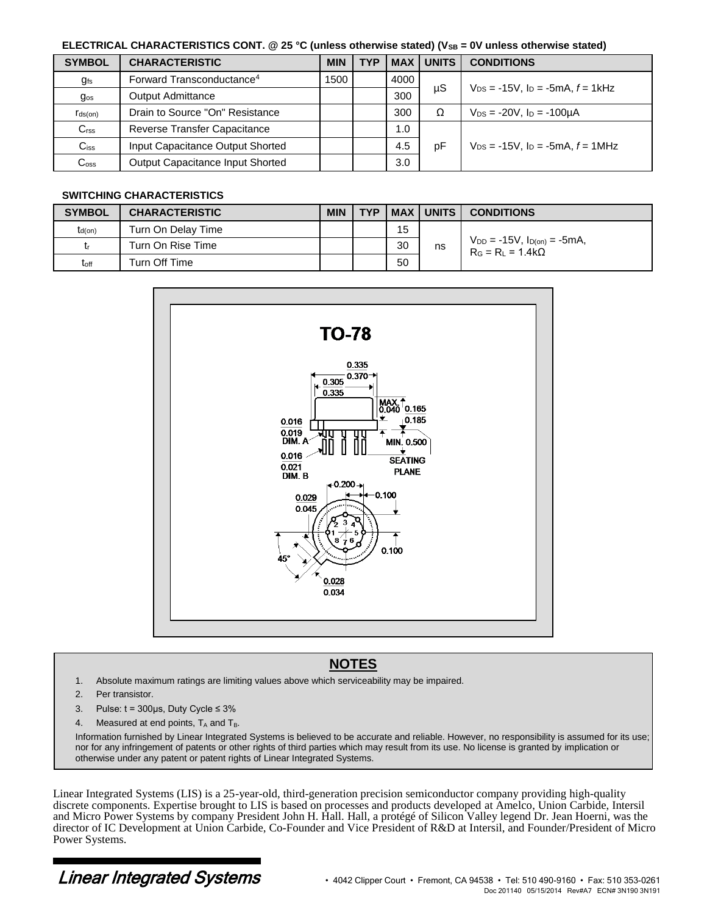**ELECTRICAL CHARACTERISTICS CONT. @ 25 °C (unless otherwise stated) ($V_{SB}$ = 0V unless otherwise stated)**

| SYMBOL | CHARACTERISTIC | MIN | TYP | MAX | UNITS | CONDITIONS |
|---|---|---|---|---|---|---|
| $g_{fs}$ | Forward Transconductance[4] | 1500 | | 4000 | µS | $V_{DS}$ = -15V, $I_D$ = -5mA, $f$ = 1kHz |
| $g_{os}$ | Output Admittance | | | 300 | | |
| $r_{ds(on)}$ | Drain to Source "On" Resistance | | | 300 | Ω | $V_{DS}$ = -20V, $I_D$ = -100µA |
| $C_{rss}$ | Reverse Transfer Capacitance | | | 1.0 | pF | $V_{DS}$ = -15V, $I_D$ = -5mA, $f$ = 1MHz |
| $C_{iss}$ | Input Capacitance Output Shorted | | | 4.5 | | |
| $C_{oss}$ | Output Capacitance Input Shorted | | | 3.0 | | |

**SWITCHING CHARACTERISTICS**

| SYMBOL | CHARACTERISTIC | MIN | TYP | MAX | UNITS | CONDITIONS |
|---|---|---|---|---|---|---|
| $t_{d(on)}$ | Turn On Delay Time | | | 15 | ns | $V_{DD}$ = -15V, $I_{D(on)}$ = -5mA, $R_G$ = $R_L$ = 1.4kΩ |
| $t_r$ | Turn On Rise Time | | | 30 | | |
| $t_{off}$ | Turn Off Time | | | 50 | | |

**TO-78**

0.335
0.370
0.305
0.335
MAX. 0.040
0.165
0.185
0.016
0.019
DIM. A
MIN. 0.500
0.016
0.021
DIM. B
SEATING PLANE
0.200
0.100
0.029
0.045
1 2 3 4 5 6 7 8
0.100
45°
0.028
0.034

## NOTES

1. Absolute maximum ratings are limiting values above which serviceability may be impaired.
2. Per transistor.
3. Pulse: t = 300µs, Duty Cycle ≤ 3%
4. Measured at end points, $T_A$ and $T_B$.

Information furnished by Linear Integrated Systems is believed to be accurate and reliable. However, no responsibility is assumed for its use; nor for any infringement of patents or other rights of third parties which may result from its use. No license is granted by implication or otherwise under any patent or patent rights of Linear Integrated Systems.

Linear Integrated Systems (LIS) is a 25-year-old, third-generation precision semiconductor company providing high-quality discrete components. Expertise brought to LIS is based on processes and products developed at Amelco, Union Carbide, Intersil and Micro Power Systems by company President John H. Hall. Hall, a protégé of Silicon Valley legend Dr. Jean Hoerni, was the director of IC Development at Union Carbide, Co-Founder and Vice President of R&D at Intersil, and Founder/President of Micro Power Systems.

*Linear Integrated Systems* • 4042 Clipper Court • Fremont, CA 94538 • Tel: 510 490-9160 • Fax: 510 353-0261

Doc 201140 05/15/2014 Rev#A7 ECN# 3N190 3N191